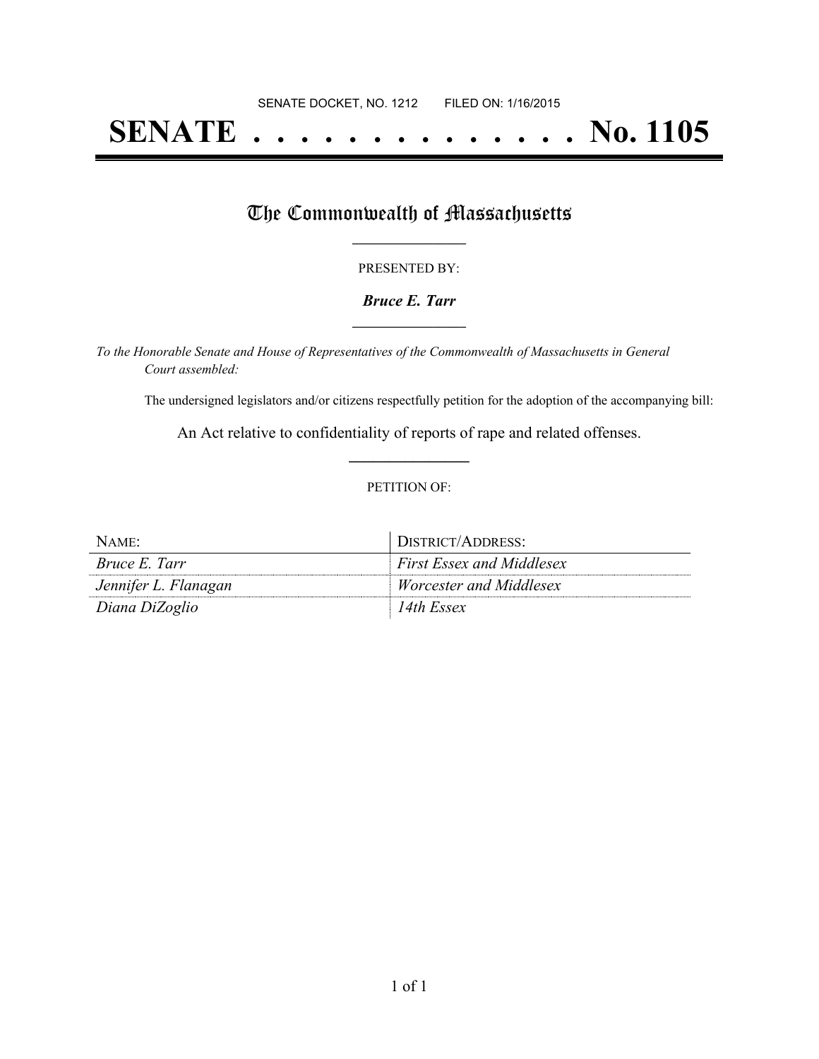SENATE DOCKET, NO. 1212 FILED ON: 1/16/2015

# SENATE . . . . . . . . . . . . . . No. 1105

## The Commonwealth of Massachusetts

PRESENTED BY:

***Bruce E. Tarr***

*To the Honorable Senate and House of Representatives of the Commonwealth of Massachusetts in General Court assembled:*

The undersigned legislators and/or citizens respectfully petition for the adoption of the accompanying bill:

An Act relative to confidentiality of reports of rape and related offenses.

PETITION OF:

| NAME: | DISTRICT/ADDRESS: |
|---|---|
| *Bruce E. Tarr* | *First Essex and Middlesex* |
| *Jennifer L. Flanagan* | *Worcester and Middlesex* |
| *Diana DiZoglio* | *14th Essex* |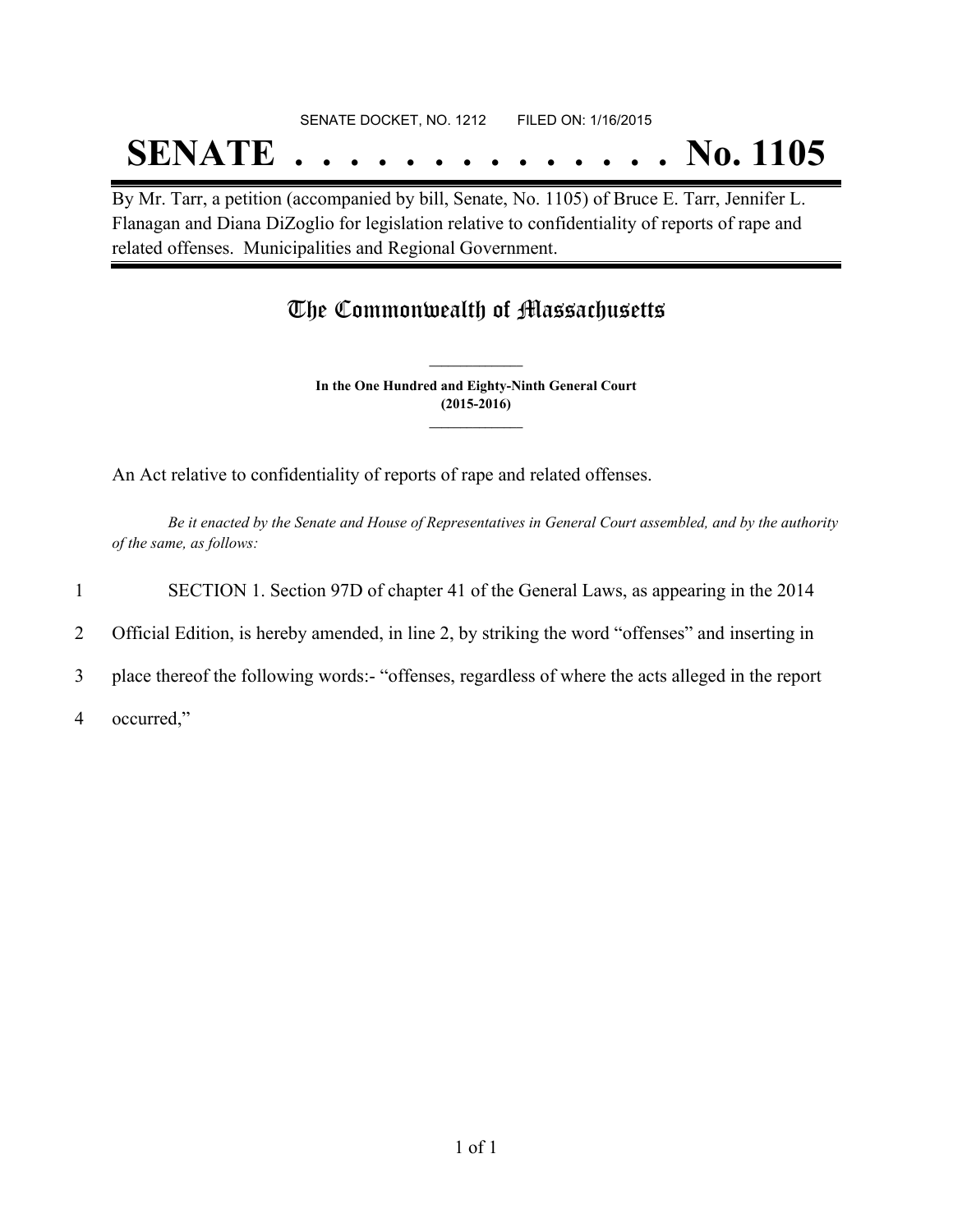SENATE DOCKET, NO. 1212        FILED ON: 1/16/2015

# SENATE . . . . . . . . . . . . . . No. 1105

By Mr. Tarr, a petition (accompanied by bill, Senate, No. 1105) of Bruce E. Tarr, Jennifer L. Flanagan and Diana DiZoglio for legislation relative to confidentiality of reports of rape and related offenses. Municipalities and Regional Government.

## The Commonwealth of Massachusetts

**In the One Hundred and Eighty-Ninth General Court**
**(2015-2016)**

An Act relative to confidentiality of reports of rape and related offenses.

*Be it enacted by the Senate and House of Representatives in General Court assembled, and by the authority of the same, as follows:*

1 SECTION 1. Section 97D of chapter 41 of the General Laws, as appearing in the 2014
2 Official Edition, is hereby amended, in line 2, by striking the word "offenses" and inserting in
3 place thereof the following words:- "offenses, regardless of where the acts alleged in the report
4 occurred,"